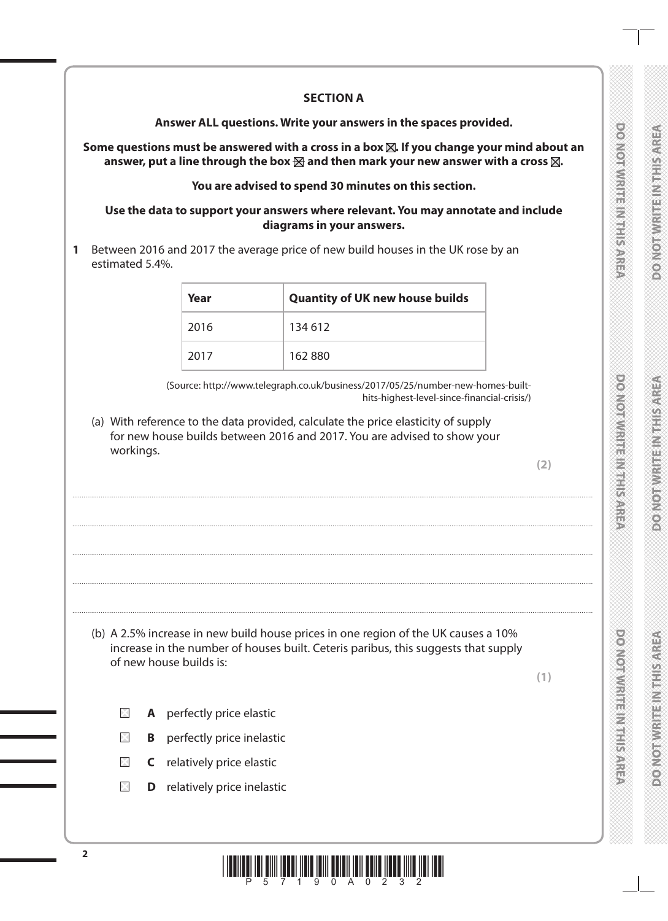## SECTION A

**Answer ALL questions. Write your answers in the spaces provided.**

**Some questions must be answered with a cross in a box ☒. If you change your mind about an answer, put a line through the box ☒ and then mark your new answer with a cross ☒.**

**You are advised to spend 30 minutes on this section.**

**Use the data to support your answers where relevant. You may annotate and include diagrams in your answers.**

**1** Between 2016 and 2017 the average price of new build houses in the UK rose by an estimated 5.4%.

| Year | Quantity of UK new house builds |
|---|---|
| 2016 | 134 612 |
| 2017 | 162 880 |

(Source: http://www.telegraph.co.uk/business/2017/05/25/number-new-homes-built-hits-highest-level-since-financial-crisis/)

(a) With reference to the data provided, calculate the price elasticity of supply for new house builds between 2016 and 2017. You are advised to show your workings.

**(2)**

....................................................................................................................................................

....................................................................................................................................................

....................................................................................................................................................

....................................................................................................................................................

(b) A 2.5% increase in new build house prices in one region of the UK causes a 10% increase in the number of houses built. Ceteris paribus, this suggests that supply of new house builds is:

**(1)**

☐ **A** perfectly price elastic

☐ **B** perfectly price inelastic

☐ **C** relatively price elastic

☐ **D** relatively price inelastic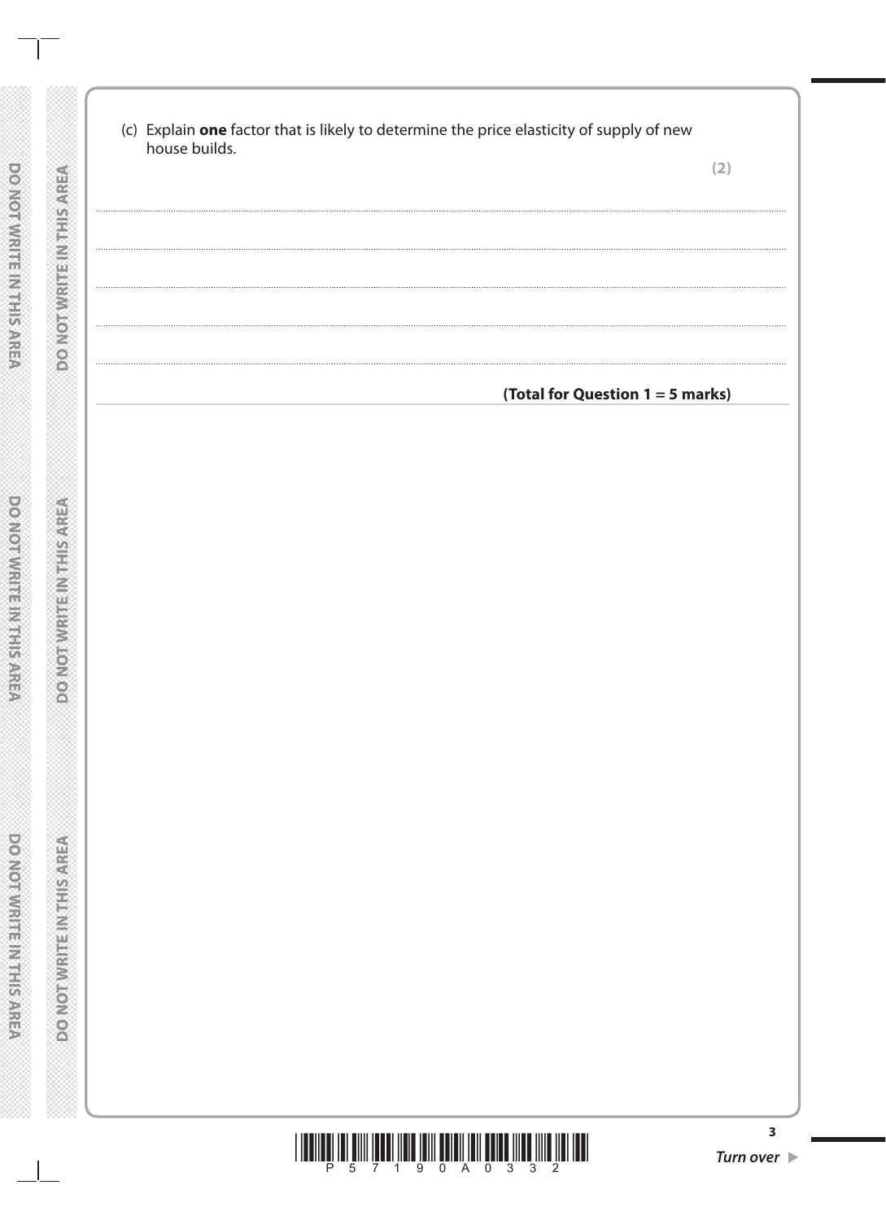(c) Explain **one** factor that is likely to determine the price elasticity of supply of new house builds.

**(2)**

.......................................................................................................................................................................................

.......................................................................................................................................................................................

.......................................................................................................................................................................................

.......................................................................................................................................................................................

.......................................................................................................................................................................................

**(Total for Question 1 = 5 marks)**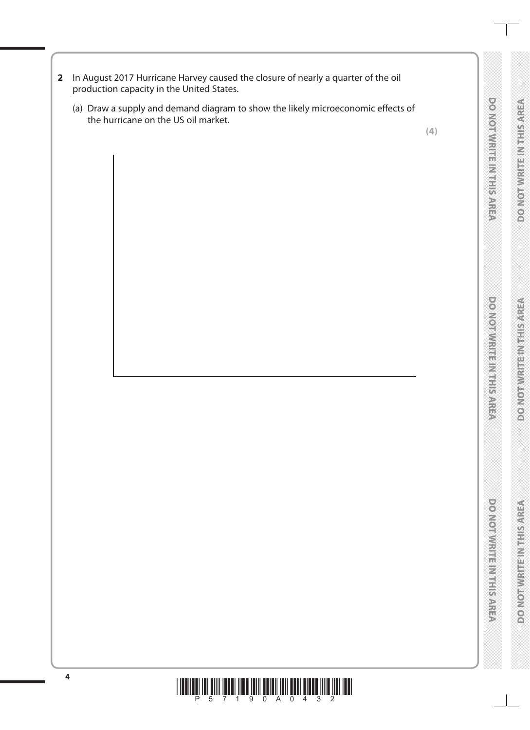**2** In August 2017 Hurricane Harvey caused the closure of nearly a quarter of the oil production capacity in the United States.

(a) Draw a supply and demand diagram to show the likely microeconomic effects of the hurricane on the US oil market.

**(4)**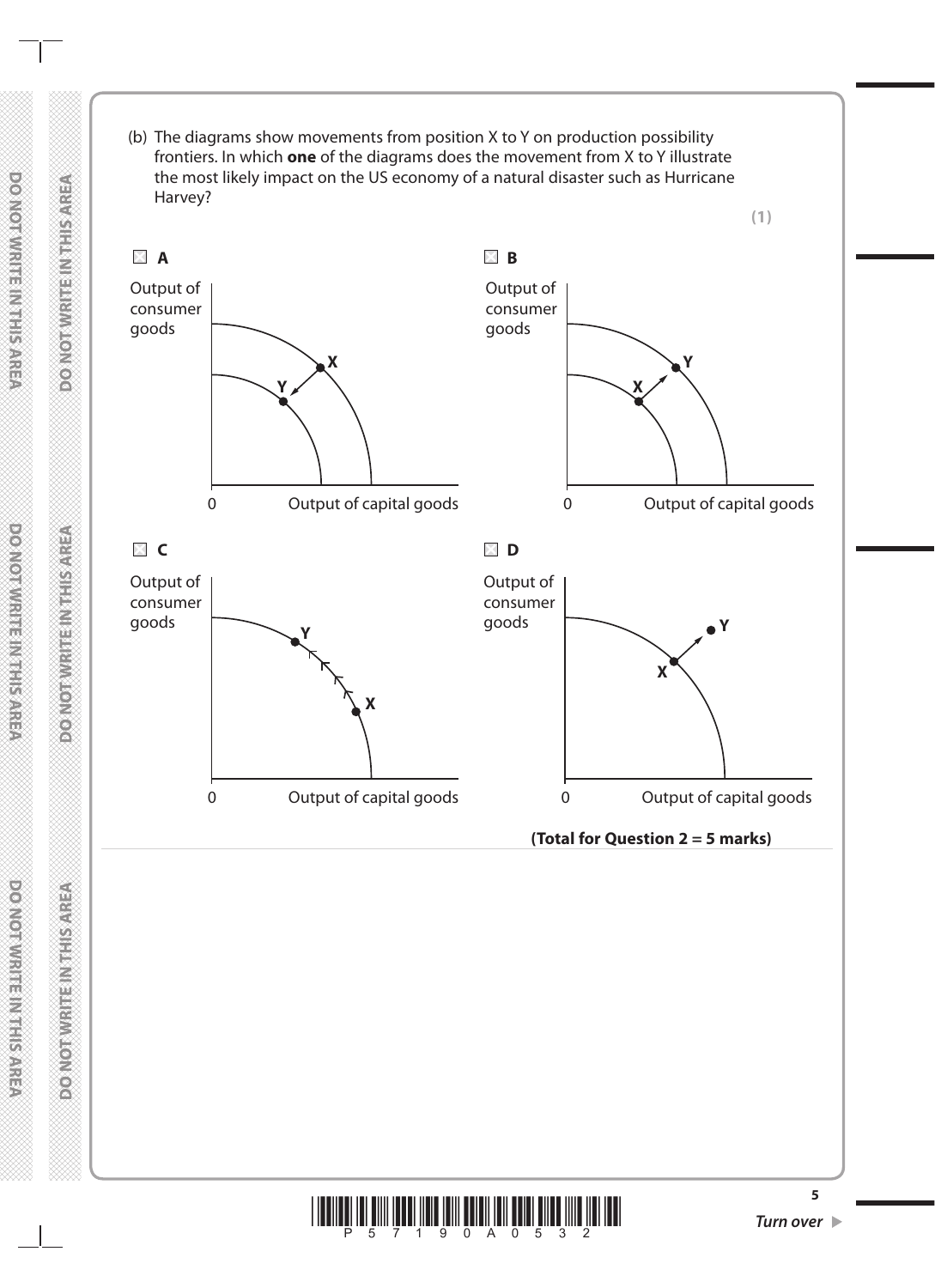(b) The diagrams show movements from position X to Y on production possibility frontiers. In which **one** of the diagrams does the movement from X to Y illustrate the most likely impact on the US economy of a natural disaster such as Hurricane Harvey?

**(1)**

☒ **A**

Output of consumer goods

0 Output of capital goods

☒ **B**

Output of consumer goods

0 Output of capital goods

☒ **C**

Output of consumer goods

0 Output of capital goods

☒ **D**

Output of consumer goods

0 Output of capital goods

**(Total for Question 2 = 5 marks)**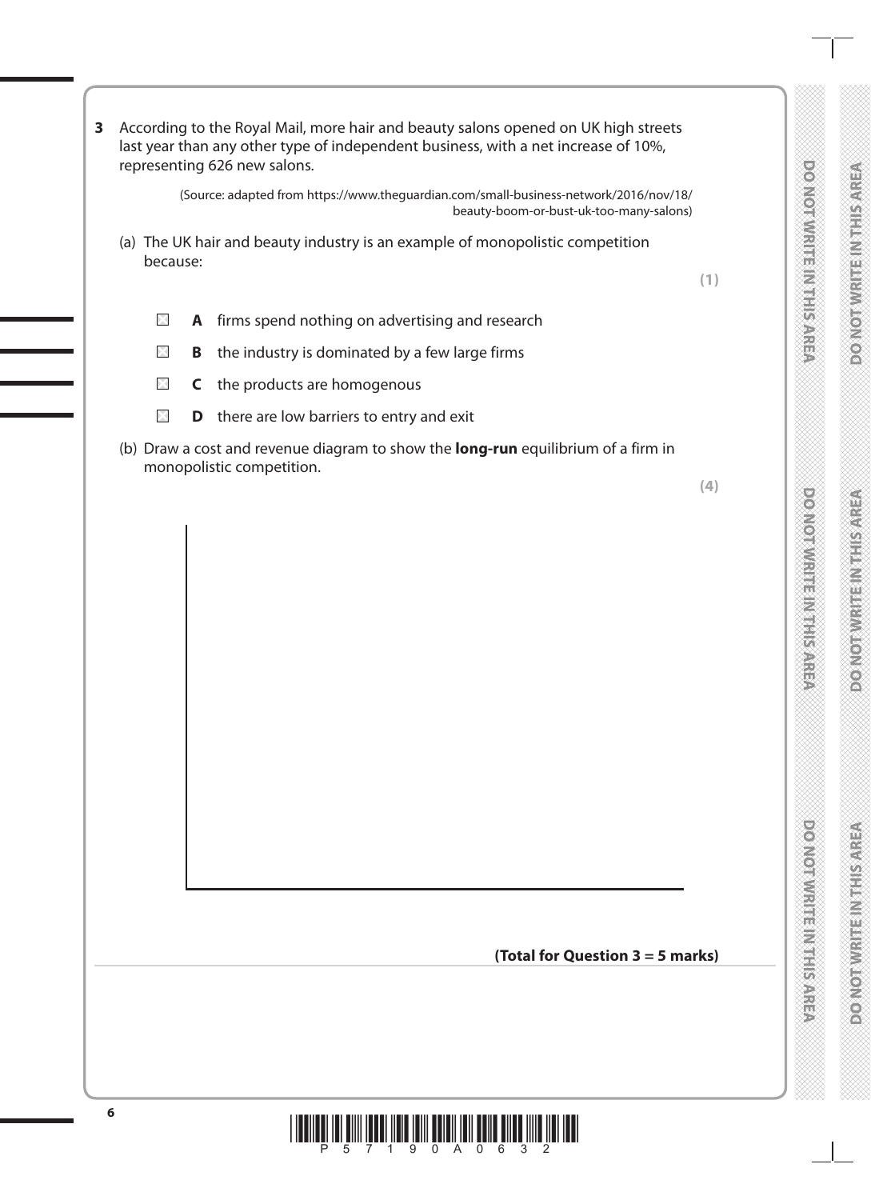**3** According to the Royal Mail, more hair and beauty salons opened on UK high streets last year than any other type of independent business, with a net increase of 10%, representing 626 new salons.

(Source: adapted from https://www.theguardian.com/small-business-network/2016/nov/18/beauty-boom-or-bust-uk-too-many-salons)

(a) The UK hair and beauty industry is an example of monopolistic competition because:

**(1)**

- ☒ **A** firms spend nothing on advertising and research
- ☒ **B** the industry is dominated by a few large firms
- ☒ **C** the products are homogenous
- ☒ **D** there are low barriers to entry and exit

(b) Draw a cost and revenue diagram to show the **long-run** equilibrium of a firm in monopolistic competition.

**(4)**

**(Total for Question 3 = 5 marks)**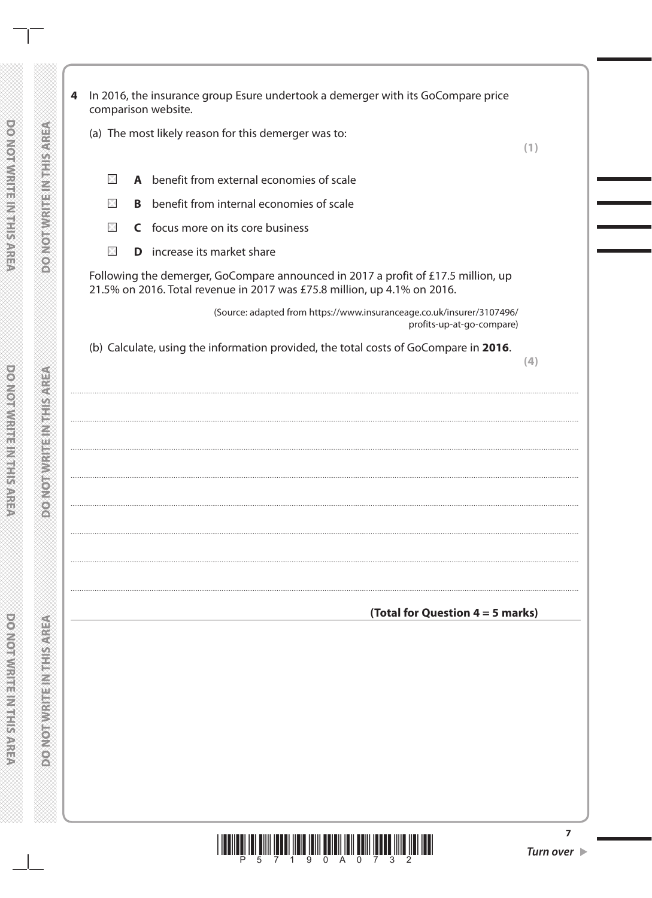**4** In 2016, the insurance group Esure undertook a demerger with its GoCompare price comparison website.

(a) The most likely reason for this demerger was to:

**(1)**

- ☒ **A** benefit from external economies of scale
- ☒ **B** benefit from internal economies of scale
- ☒ **C** focus more on its core business
- ☒ **D** increase its market share

Following the demerger, GoCompare announced in 2017 a profit of £17.5 million, up 21.5% on 2016. Total revenue in 2017 was £75.8 million, up 4.1% on 2016.

(Source: adapted from https://www.insuranceage.co.uk/insurer/3107496/profits-up-at-go-compare)

(b) Calculate, using the information provided, the total costs of GoCompare in **2016**.

**(4)**

**(Total for Question 4 = 5 marks)**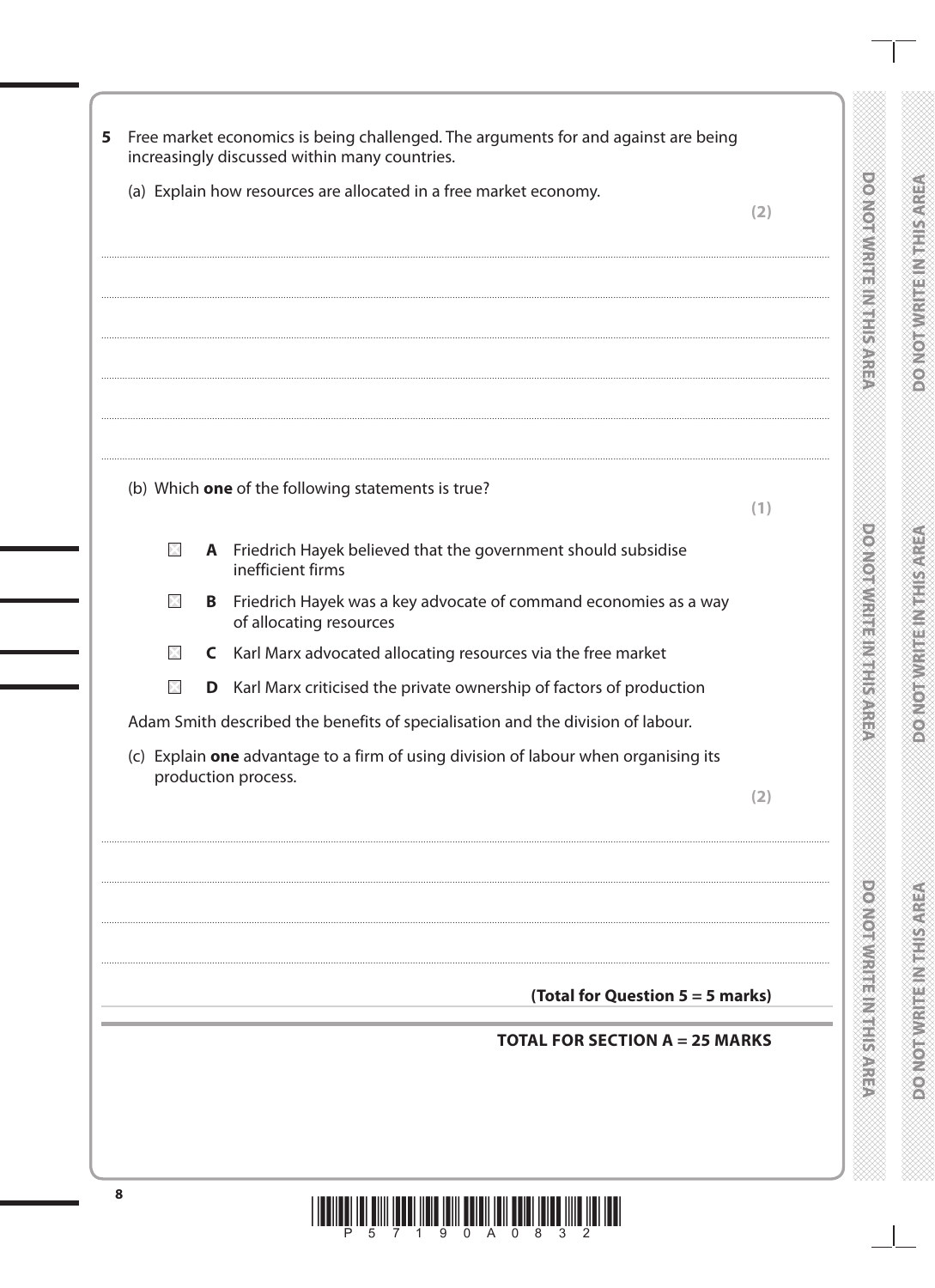**5** Free market economics is being challenged. The arguments for and against are being increasingly discussed within many countries.

(a) Explain how resources are allocated in a free market economy.

**(2)**

.......................................................................................................................................................................................

.......................................................................................................................................................................................

.......................................................................................................................................................................................

.......................................................................................................................................................................................

.......................................................................................................................................................................................

(b) Which **one** of the following statements is true?

**(1)**

- ☒ **A** Friedrich Hayek believed that the government should subsidise inefficient firms
- ☒ **B** Friedrich Hayek was a key advocate of command economies as a way of allocating resources
- ☒ **C** Karl Marx advocated allocating resources via the free market
- ☒ **D** Karl Marx criticised the private ownership of factors of production

Adam Smith described the benefits of specialisation and the division of labour.

(c) Explain **one** advantage to a firm of using division of labour when organising its production process.

**(2)**

.......................................................................................................................................................................................

.......................................................................................................................................................................................

.......................................................................................................................................................................................

.......................................................................................................................................................................................

**(Total for Question 5 = 5 marks)**

**TOTAL FOR SECTION A = 25 MARKS**